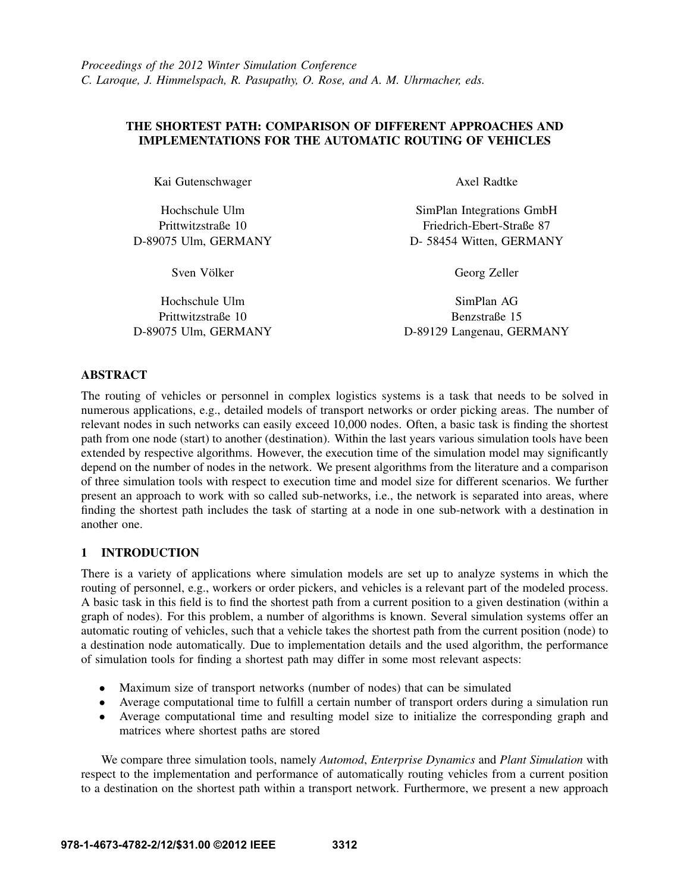*Proceedings of the 2012 Winter Simulation Conference*
*C. Laroque, J. Himmelspach, R. Pasupathy, O. Rose, and A. M. Uhrmacher, eds.*

# THE SHORTEST PATH: COMPARISON OF DIFFERENT APPROACHES AND IMPLEMENTATIONS FOR THE AUTOMATIC ROUTING OF VEHICLES

Kai Gutenschwager

Hochschule Ulm
Prittwitzstraße 10
D-89075 Ulm, GERMANY

Axel Radtke

SimPlan Integrations GmbH
Friedrich-Ebert-Straße 87
D- 58454 Witten, GERMANY

Sven Völker

Hochschule Ulm
Prittwitzstraße 10
D-89075 Ulm, GERMANY

Georg Zeller

SimPlan AG
Benzstraße 15
D-89129 Langenau, GERMANY

## ABSTRACT

The routing of vehicles or personnel in complex logistics systems is a task that needs to be solved in numerous applications, e.g., detailed models of transport networks or order picking areas. The number of relevant nodes in such networks can easily exceed 10,000 nodes. Often, a basic task is finding the shortest path from one node (start) to another (destination). Within the last years various simulation tools have been extended by respective algorithms. However, the execution time of the simulation model may significantly depend on the number of nodes in the network. We present algorithms from the literature and a comparison of three simulation tools with respect to execution time and model size for different scenarios. We further present an approach to work with so called sub-networks, i.e., the network is separated into areas, where finding the shortest path includes the task of starting at a node in one sub-network with a destination in another one.

## 1 INTRODUCTION

There is a variety of applications where simulation models are set up to analyze systems in which the routing of personnel, e.g., workers or order pickers, and vehicles is a relevant part of the modeled process. A basic task in this field is to find the shortest path from a current position to a given destination (within a graph of nodes). For this problem, a number of algorithms is known. Several simulation systems offer an automatic routing of vehicles, such that a vehicle takes the shortest path from the current position (node) to a destination node automatically. Due to implementation details and the used algorithm, the performance of simulation tools for finding a shortest path may differ in some most relevant aspects:

- Maximum size of transport networks (number of nodes) that can be simulated
- Average computational time to fulfill a certain number of transport orders during a simulation run
- Average computational time and resulting model size to initialize the corresponding graph and matrices where shortest paths are stored

We compare three simulation tools, namely *Automod*, *Enterprise Dynamics* and *Plant Simulation* with respect to the implementation and performance of automatically routing vehicles from a current position to a destination on the shortest path within a transport network. Furthermore, we present a new approach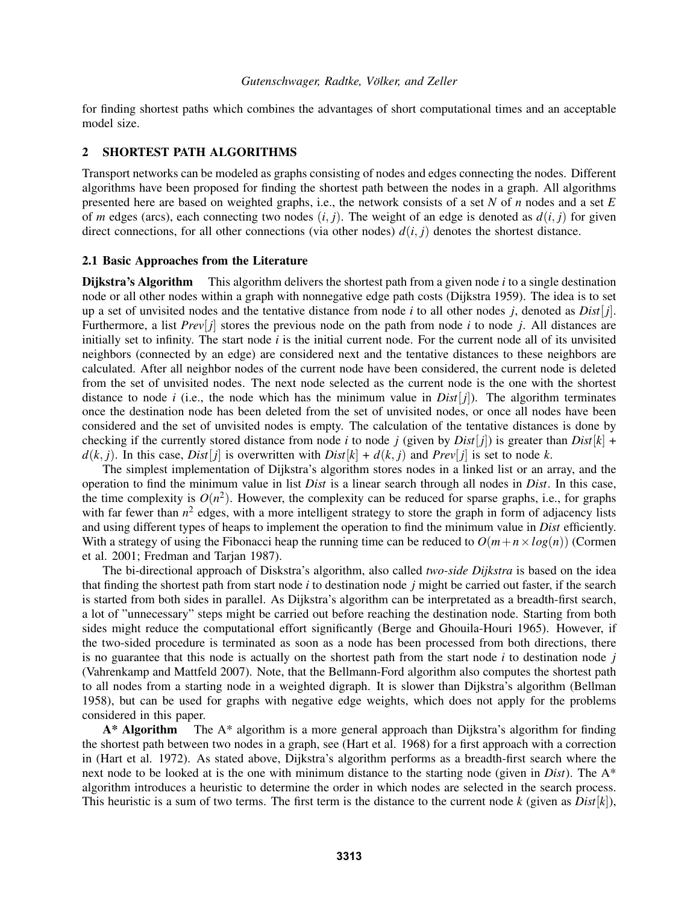for finding shortest paths which combines the advantages of short computational times and an acceptable model size.

## 2 SHORTEST PATH ALGORITHMS

Transport networks can be modeled as graphs consisting of nodes and edges connecting the nodes. Different algorithms have been proposed for finding the shortest path between the nodes in a graph. All algorithms presented here are based on weighted graphs, i.e., the network consists of a set $N$ of $n$ nodes and a set $E$ of $m$ edges (arcs), each connecting two nodes $(i, j)$. The weight of an edge is denoted as $d(i, j)$ for given direct connections, for all other connections (via other nodes) $d(i, j)$ denotes the shortest distance.

### 2.1 Basic Approaches from the Literature

**Dijkstra's Algorithm** This algorithm delivers the shortest path from a given node $i$ to a single destination node or all other nodes within a graph with nonnegative edge path costs (Dijkstra 1959). The idea is to set up a set of unvisited nodes and the tentative distance from node $i$ to all other nodes $j$, denoted as $Dist[j]$. Furthermore, a list $Prev[j]$ stores the previous node on the path from node $i$ to node $j$. All distances are initially set to infinity. The start node $i$ is the initial current node. For the current node all of its unvisited neighbors (connected by an edge) are considered next and the tentative distances to these neighbors are calculated. After all neighbor nodes of the current node have been considered, the current node is deleted from the set of unvisited nodes. The next node selected as the current node is the one with the shortest distance to node $i$ (i.e., the node which has the minimum value in $Dist[j]$). The algorithm terminates once the destination node has been deleted from the set of unvisited nodes, or once all nodes have been considered and the set of unvisited nodes is empty. The calculation of the tentative distances is done by checking if the currently stored distance from node $i$ to node $j$ (given by $Dist[j]$) is greater than $Dist[k] + d(k, j)$. In this case, $Dist[j]$ is overwritten with $Dist[k] + d(k, j)$ and $Prev[j]$ is set to node $k$.

The simplest implementation of Dijkstra's algorithm stores nodes in a linked list or an array, and the operation to find the minimum value in list $Dist$ is a linear search through all nodes in $Dist$. In this case, the time complexity is $O(n^2)$. However, the complexity can be reduced for sparse graphs, i.e., for graphs with far fewer than $n^2$ edges, with a more intelligent strategy to store the graph in form of adjacency lists and using different types of heaps to implement the operation to find the minimum value in $Dist$ efficiently. With a strategy of using the Fibonacci heap the running time can be reduced to $O(m + n \times log(n))$ (Cormen et al. 2001; Fredman and Tarjan 1987).

The bi-directional approach of Diskstra's algorithm, also called *two-side Dijkstra* is based on the idea that finding the shortest path from start node $i$ to destination node $j$ might be carried out faster, if the search is started from both sides in parallel. As Dijkstra's algorithm can be interpretated as a breadth-first search, a lot of "unnecessary" steps might be carried out before reaching the destination node. Starting from both sides might reduce the computational effort significantly (Berge and Ghouila-Houri 1965). However, if the two-sided procedure is terminated as soon as a node has been processed from both directions, there is no guarantee that this node is actually on the shortest path from the start node $i$ to destination node $j$ (Vahrenkamp and Mattfeld 2007). Note, that the Bellmann-Ford algorithm also computes the shortest path to all nodes from a starting node in a weighted digraph. It is slower than Dijkstra's algorithm (Bellman 1958), but can be used for graphs with negative edge weights, which does not apply for the problems considered in this paper.

**A* Algorithm** The A* algorithm is a more general approach than Dijkstra's algorithm for finding the shortest path between two nodes in a graph, see (Hart et al. 1968) for a first approach with a correction in (Hart et al. 1972). As stated above, Dijkstra's algorithm performs as a breadth-first search where the next node to be looked at is the one with minimum distance to the starting node (given in $Dist$). The A* algorithm introduces a heuristic to determine the order in which nodes are selected in the search process. This heuristic is a sum of two terms. The first term is the distance to the current node $k$ (given as $Dist[k]$),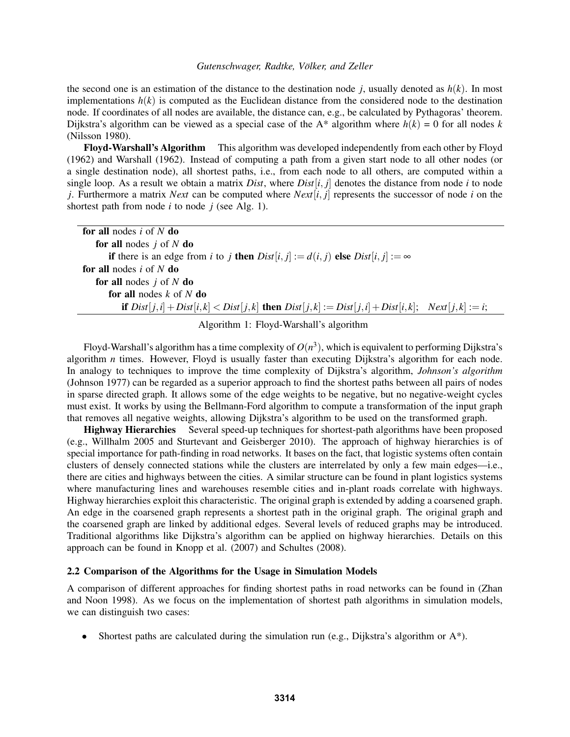the second one is an estimation of the distance to the destination node $j$, usually denoted as $h(k)$. In most implementations $h(k)$ is computed as the Euclidean distance from the considered node to the destination node. If coordinates of all nodes are available, the distance can, e.g., be calculated by Pythagoras' theorem. Dijkstra's algorithm can be viewed as a special case of the A* algorithm where $h(k) = 0$ for all nodes $k$ (Nilsson 1980).

**Floyd-Warshall's Algorithm** This algorithm was developed independently from each other by Floyd (1962) and Warshall (1962). Instead of computing a path from a given start node to all other nodes (or a single destination node), all shortest paths, i.e., from each node to all others, are computed within a single loop. As a result we obtain a matrix *Dist*, where $Dist[i, j]$ denotes the distance from node $i$ to node $j$. Furthermore a matrix *Next* can be computed where $Next[i, j]$ represents the successor of node $i$ on the shortest path from node $i$ to node $j$ (see Alg. 1).

```
for all nodes i of N do
    for all nodes j of N do
        if there is an edge from i to j then Dist[i,j] := d(i,j) else Dist[i,j] := ∞
for all nodes i of N do
    for all nodes j of N do
        for all nodes k of N do
            if Dist[j,i] + Dist[i,k] < Dist[j,k] then Dist[j,k] := Dist[j,i] + Dist[i,k];   Next[j,k] := i;
```

Algorithm 1: Floyd-Warshall's algorithm

Floyd-Warshall's algorithm has a time complexity of $O(n^3)$, which is equivalent to performing Dijkstra's algorithm $n$ times. However, Floyd is usually faster than executing Dijkstra's algorithm for each node. In analogy to techniques to improve the time complexity of Dijkstra's algorithm, ***Johnson's algorithm*** (Johnson 1977) can be regarded as a superior approach to find the shortest paths between all pairs of nodes in sparse directed graph. It allows some of the edge weights to be negative, but no negative-weight cycles must exist. It works by using the Bellmann-Ford algorithm to compute a transformation of the input graph that removes all negative weights, allowing Dijkstra's algorithm to be used on the transformed graph.

**Highway Hierarchies** Several speed-up techniques for shortest-path algorithms have been proposed (e.g., Willhalm 2005 and Sturtevant and Geisberger 2010). The approach of highway hierarchies is of special importance for path-finding in road networks. It bases on the fact, that logistic systems often contain clusters of densely connected stations while the clusters are interrelated by only a few main edges—i.e., there are cities and highways between the cities. A similar structure can be found in plant logistics systems where manufacturing lines and warehouses resemble cities and in-plant roads correlate with highways. Highway hierarchies exploit this characteristic. The original graph is extended by adding a coarsened graph. An edge in the coarsened graph represents a shortest path in the original graph. The original graph and the coarsened graph are linked by additional edges. Several levels of reduced graphs may be introduced. Traditional algorithms like Dijkstra's algorithm can be applied on highway hierarchies. Details on this approach can be found in Knopp et al. (2007) and Schultes (2008).

### 2.2 Comparison of the Algorithms for the Usage in Simulation Models

A comparison of different approaches for finding shortest paths in road networks can be found in (Zhan and Noon 1998). As we focus on the implementation of shortest path algorithms in simulation models, we can distinguish two cases:

- Shortest paths are calculated during the simulation run (e.g., Dijkstra's algorithm or A*).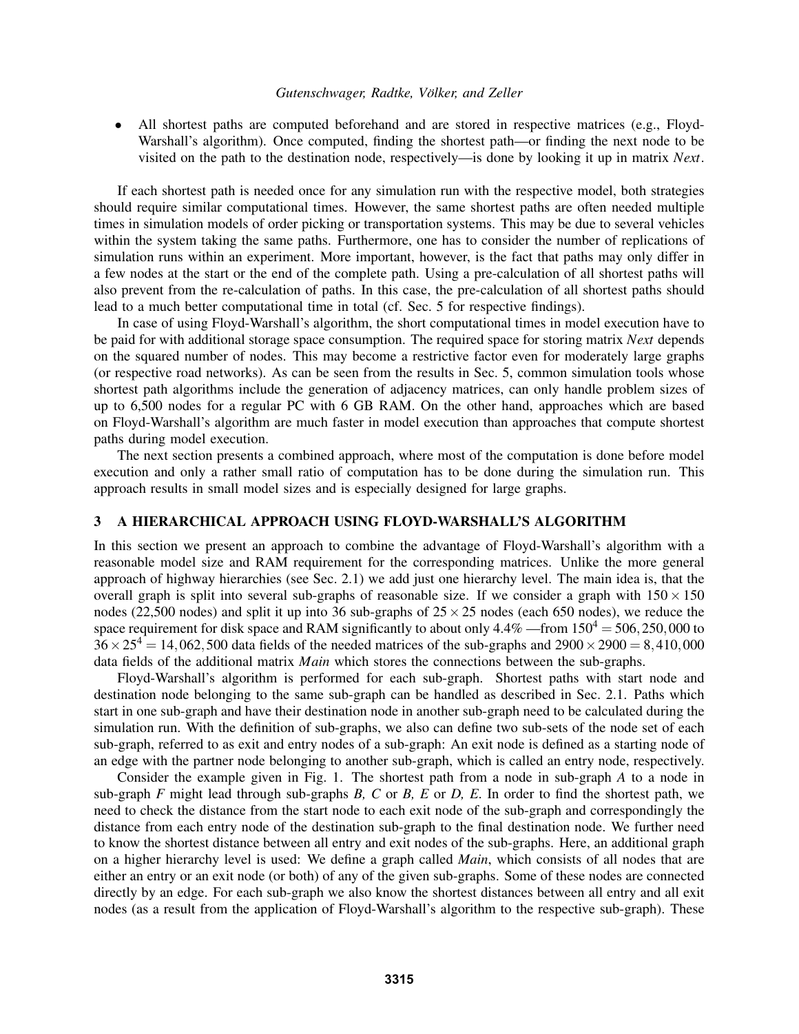- All shortest paths are computed beforehand and are stored in respective matrices (e.g., Floyd-Warshall's algorithm). Once computed, finding the shortest path—or finding the next node to be visited on the path to the destination node, respectively—is done by looking it up in matrix *Next*.

If each shortest path is needed once for any simulation run with the respective model, both strategies should require similar computational times. However, the same shortest paths are often needed multiple times in simulation models of order picking or transportation systems. This may be due to several vehicles within the system taking the same paths. Furthermore, one has to consider the number of replications of simulation runs within an experiment. More important, however, is the fact that paths may only differ in a few nodes at the start or the end of the complete path. Using a pre-calculation of all shortest paths will also prevent from the re-calculation of paths. In this case, the pre-calculation of all shortest paths should lead to a much better computational time in total (cf. Sec. 5 for respective findings).

In case of using Floyd-Warshall's algorithm, the short computational times in model execution have to be paid for with additional storage space consumption. The required space for storing matrix *Next* depends on the squared number of nodes. This may become a restrictive factor even for moderately large graphs (or respective road networks). As can be seen from the results in Sec. 5, common simulation tools whose shortest path algorithms include the generation of adjacency matrices, can only handle problem sizes of up to 6,500 nodes for a regular PC with 6 GB RAM. On the other hand, approaches which are based on Floyd-Warshall's algorithm are much faster in model execution than approaches that compute shortest paths during model execution.

The next section presents a combined approach, where most of the computation is done before model execution and only a rather small ratio of computation has to be done during the simulation run. This approach results in small model sizes and is especially designed for large graphs.

## 3 A HIERARCHICAL APPROACH USING FLOYD-WARSHALL'S ALGORITHM

In this section we present an approach to combine the advantage of Floyd-Warshall's algorithm with a reasonable model size and RAM requirement for the corresponding matrices. Unlike the more general approach of highway hierarchies (see Sec. 2.1) we add just one hierarchy level. The main idea is, that the overall graph is split into several sub-graphs of reasonable size. If we consider a graph with $150 \times 150$ nodes (22,500 nodes) and split it up into 36 sub-graphs of $25 \times 25$ nodes (each 650 nodes), we reduce the space requirement for disk space and RAM significantly to about only 4.4% —from $150^4 = 506,250,000$ to $36 \times 25^4 = 14,062,500$ data fields of the needed matrices of the sub-graphs and $2900 \times 2900 = 8,410,000$ data fields of the additional matrix *Main* which stores the connections between the sub-graphs.

Floyd-Warshall's algorithm is performed for each sub-graph. Shortest paths with start node and destination node belonging to the same sub-graph can be handled as described in Sec. 2.1. Paths which start in one sub-graph and have their destination node in another sub-graph need to be calculated during the simulation run. With the definition of sub-graphs, we also can define two sub-sets of the node set of each sub-graph, referred to as exit and entry nodes of a sub-graph: An exit node is defined as a starting node of an edge with the partner node belonging to another sub-graph, which is called an entry node, respectively.

Consider the example given in Fig. 1. The shortest path from a node in sub-graph *A* to a node in sub-graph *F* might lead through sub-graphs *B, C* or *B, E* or *D, E*. In order to find the shortest path, we need to check the distance from the start node to each exit node of the sub-graph and correspondingly the distance from each entry node of the destination sub-graph to the final destination node. We further need to know the shortest distance between all entry and exit nodes of the sub-graphs. Here, an additional graph on a higher hierarchy level is used: We define a graph called *Main*, which consists of all nodes that are either an entry or an exit node (or both) of any of the given sub-graphs. Some of these nodes are connected directly by an edge. For each sub-graph we also know the shortest distances between all entry and all exit nodes (as a result from the application of Floyd-Warshall's algorithm to the respective sub-graph). These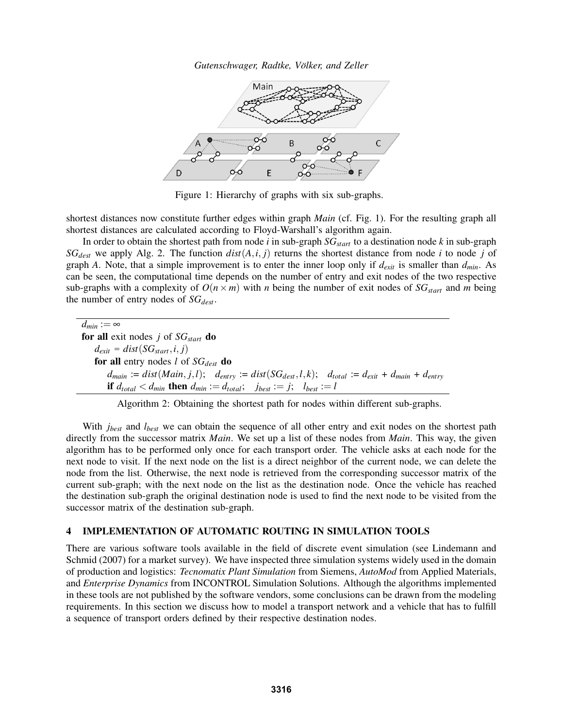Figure 1: Hierarchy of graphs with six sub-graphs.

shortest distances now constitute further edges within graph *Main* (cf. Fig. 1). For the resulting graph all shortest distances are calculated according to Floyd-Warshall's algorithm again.

In order to obtain the shortest path from node $i$ in sub-graph $SG_{start}$ to a destination node $k$ in sub-graph $SG_{dest}$ we apply Alg. 2. The function $dist(A,i,j)$ returns the shortest distance from node $i$ to node $j$ of graph $A$. Note, that a simple improvement is to enter the inner loop only if $d_{exit}$ is smaller than $d_{min}$. As can be seen, the computational time depends on the number of entry and exit nodes of the two respective sub-graphs with a complexity of $O(n \times m)$ with $n$ being the number of exit nodes of $SG_{start}$ and $m$ being the number of entry nodes of $SG_{dest}$.

$d_{min} := \infty$
**for all** exit nodes $j$ of $SG_{start}$ **do**
  $d_{exit} = dist(SG_{start}, i, j)$
  **for all** entry nodes $l$ of $SG_{dest}$ **do**
    $d_{main} := dist(Main, j, l)$;  $d_{entry} := dist(SG_{dest}, l, k)$;  $d_{total} := d_{exit} + d_{main} + d_{entry}$
    **if** $d_{total} < d_{min}$ **then** $d_{min} := d_{total}$;  $j_{best} := j$;  $l_{best} := l$

Algorithm 2: Obtaining the shortest path for nodes within different sub-graphs.

With $j_{best}$ and $l_{best}$ we can obtain the sequence of all other entry and exit nodes on the shortest path directly from the successor matrix *Main*. We set up a list of these nodes from *Main*. This way, the given algorithm has to be performed only once for each transport order. The vehicle asks at each node for the next node to visit. If the next node on the list is a direct neighbor of the current node, we can delete the node from the list. Otherwise, the next node is retrieved from the corresponding successor matrix of the current sub-graph; with the next node on the list as the destination node. Once the vehicle has reached the destination sub-graph the original destination node is used to find the next node to be visited from the successor matrix of the destination sub-graph.

## 4 IMPLEMENTATION OF AUTOMATIC ROUTING IN SIMULATION TOOLS

There are various software tools available in the field of discrete event simulation (see Lindemann and Schmid (2007) for a market survey). We have inspected three simulation systems widely used in the domain of production and logistics: *Tecnomatix Plant Simulation* from Siemens, *AutoMod* from Applied Materials, and *Enterprise Dynamics* from INCONTROL Simulation Solutions. Although the algorithms implemented in these tools are not published by the software vendors, some conclusions can be drawn from the modeling requirements. In this section we discuss how to model a transport network and a vehicle that has to fulfill a sequence of transport orders defined by their respective destination nodes.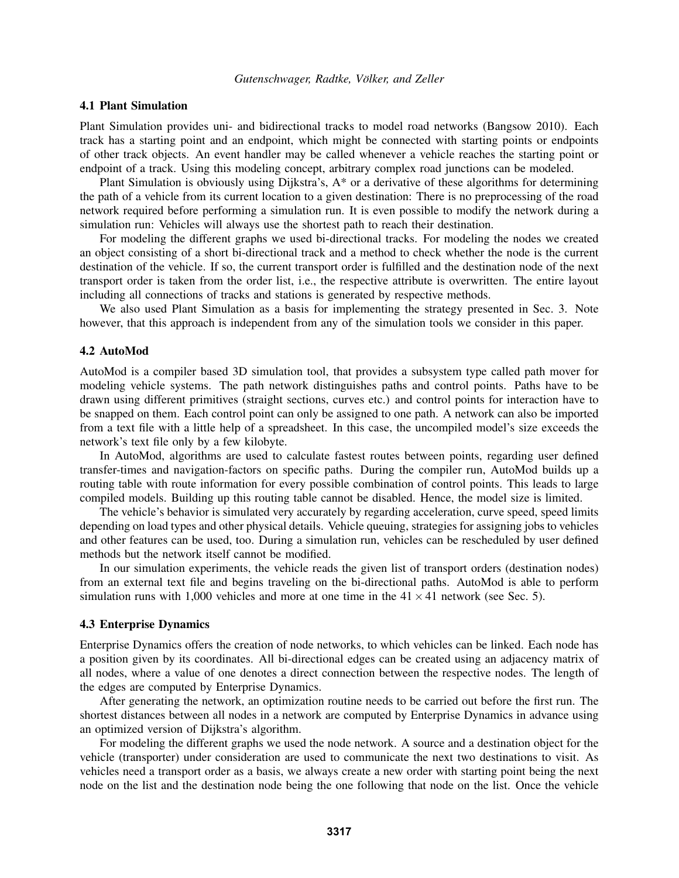### 4.1 Plant Simulation

Plant Simulation provides uni- and bidirectional tracks to model road networks (Bangsow 2010). Each track has a starting point and an endpoint, which might be connected with starting points or endpoints of other track objects. An event handler may be called whenever a vehicle reaches the starting point or endpoint of a track. Using this modeling concept, arbitrary complex road junctions can be modeled.

Plant Simulation is obviously using Dijkstra's, A* or a derivative of these algorithms for determining the path of a vehicle from its current location to a given destination: There is no preprocessing of the road network required before performing a simulation run. It is even possible to modify the network during a simulation run: Vehicles will always use the shortest path to reach their destination.

For modeling the different graphs we used bi-directional tracks. For modeling the nodes we created an object consisting of a short bi-directional track and a method to check whether the node is the current destination of the vehicle. If so, the current transport order is fulfilled and the destination node of the next transport order is taken from the order list, i.e., the respective attribute is overwritten. The entire layout including all connections of tracks and stations is generated by respective methods.

We also used Plant Simulation as a basis for implementing the strategy presented in Sec. 3. Note however, that this approach is independent from any of the simulation tools we consider in this paper.

### 4.2 AutoMod

AutoMod is a compiler based 3D simulation tool, that provides a subsystem type called path mover for modeling vehicle systems. The path network distinguishes paths and control points. Paths have to be drawn using different primitives (straight sections, curves etc.) and control points for interaction have to be snapped on them. Each control point can only be assigned to one path. A network can also be imported from a text file with a little help of a spreadsheet. In this case, the uncompiled model's size exceeds the network's text file only by a few kilobyte.

In AutoMod, algorithms are used to calculate fastest routes between points, regarding user defined transfer-times and navigation-factors on specific paths. During the compiler run, AutoMod builds up a routing table with route information for every possible combination of control points. This leads to large compiled models. Building up this routing table cannot be disabled. Hence, the model size is limited.

The vehicle's behavior is simulated very accurately by regarding acceleration, curve speed, speed limits depending on load types and other physical details. Vehicle queuing, strategies for assigning jobs to vehicles and other features can be used, too. During a simulation run, vehicles can be rescheduled by user defined methods but the network itself cannot be modified.

In our simulation experiments, the vehicle reads the given list of transport orders (destination nodes) from an external text file and begins traveling on the bi-directional paths. AutoMod is able to perform simulation runs with 1,000 vehicles and more at one time in the $41 \times 41$ network (see Sec. 5).

### 4.3 Enterprise Dynamics

Enterprise Dynamics offers the creation of node networks, to which vehicles can be linked. Each node has a position given by its coordinates. All bi-directional edges can be created using an adjacency matrix of all nodes, where a value of one denotes a direct connection between the respective nodes. The length of the edges are computed by Enterprise Dynamics.

After generating the network, an optimization routine needs to be carried out before the first run. The shortest distances between all nodes in a network are computed by Enterprise Dynamics in advance using an optimized version of Dijkstra's algorithm.

For modeling the different graphs we used the node network. A source and a destination object for the vehicle (transporter) under consideration are used to communicate the next two destinations to visit. As vehicles need a transport order as a basis, we always create a new order with starting point being the next node on the list and the destination node being the one following that node on the list. Once the vehicle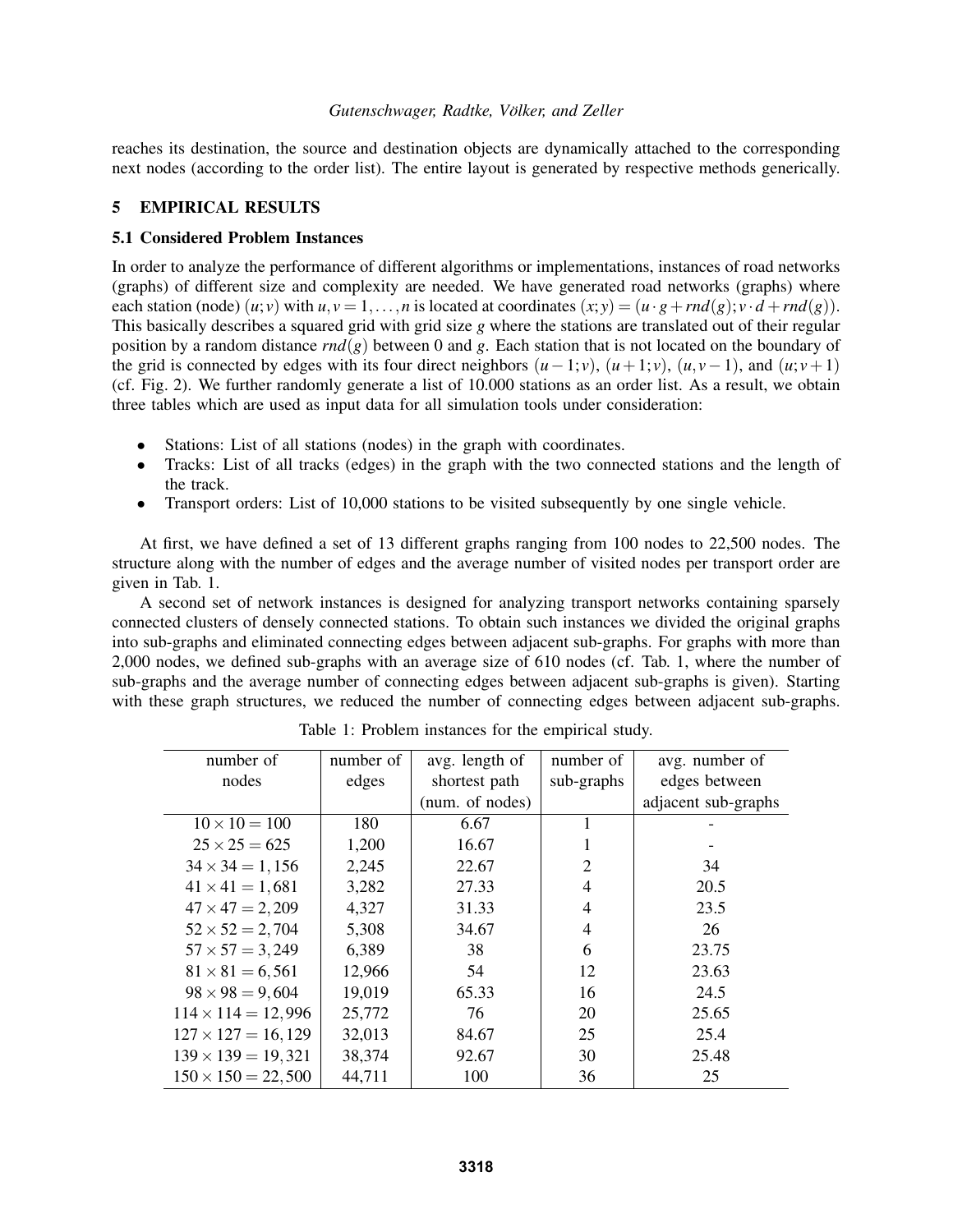reaches its destination, the source and destination objects are dynamically attached to the corresponding next nodes (according to the order list). The entire layout is generated by respective methods generically.

# 5 EMPIRICAL RESULTS

## 5.1 Considered Problem Instances

In order to analyze the performance of different algorithms or implementations, instances of road networks (graphs) of different size and complexity are needed. We have generated road networks (graphs) where each station (node) $(u;v)$ with $u,v = 1,\ldots,n$ is located at coordinates $(x;y) = (u \cdot g + rnd(g); v \cdot d + rnd(g))$. This basically describes a squared grid with grid size $g$ where the stations are translated out of their regular position by a random distance $rnd(g)$ between 0 and $g$. Each station that is not located on the boundary of the grid is connected by edges with its four direct neighbors $(u-1;v)$, $(u+1;v)$, $(u,v-1)$, and $(u;v+1)$ (cf. Fig. 2). We further randomly generate a list of 10.000 stations as an order list. As a result, we obtain three tables which are used as input data for all simulation tools under consideration:

- Stations: List of all stations (nodes) in the graph with coordinates.
- Tracks: List of all tracks (edges) in the graph with the two connected stations and the length of the track.
- Transport orders: List of 10,000 stations to be visited subsequently by one single vehicle.

At first, we have defined a set of 13 different graphs ranging from 100 nodes to 22,500 nodes. The structure along with the number of edges and the average number of visited nodes per transport order are given in Tab. 1.

A second set of network instances is designed for analyzing transport networks containing sparsely connected clusters of densely connected stations. To obtain such instances we divided the original graphs into sub-graphs and eliminated connecting edges between adjacent sub-graphs. For graphs with more than 2,000 nodes, we defined sub-graphs with an average size of 610 nodes (cf. Tab. 1, where the number of sub-graphs and the average number of connecting edges between adjacent sub-graphs is given). Starting with these graph structures, we reduced the number of connecting edges between adjacent sub-graphs.

Table 1: Problem instances for the empirical study.

| number of nodes | number of edges | avg. length of shortest path (num. of nodes) | number of sub-graphs | avg. number of edges between adjacent sub-graphs |
|---|---|---|---|---|
| $10 \times 10 = 100$ | 180 | 6.67 | 1 | - |
| $25 \times 25 = 625$ | 1,200 | 16.67 | 1 | - |
| $34 \times 34 = 1,156$ | 2,245 | 22.67 | 2 | 34 |
| $41 \times 41 = 1,681$ | 3,282 | 27.33 | 4 | 20.5 |
| $47 \times 47 = 2,209$ | 4,327 | 31.33 | 4 | 23.5 |
| $52 \times 52 = 2,704$ | 5,308 | 34.67 | 4 | 26 |
| $57 \times 57 = 3,249$ | 6,389 | 38 | 6 | 23.75 |
| $81 \times 81 = 6,561$ | 12,966 | 54 | 12 | 23.63 |
| $98 \times 98 = 9,604$ | 19,019 | 65.33 | 16 | 24.5 |
| $114 \times 114 = 12,996$ | 25,772 | 76 | 20 | 25.65 |
| $127 \times 127 = 16,129$ | 32,013 | 84.67 | 25 | 25.4 |
| $139 \times 139 = 19,321$ | 38,374 | 92.67 | 30 | 25.48 |
| $150 \times 150 = 22,500$ | 44,711 | 100 | 36 | 25 |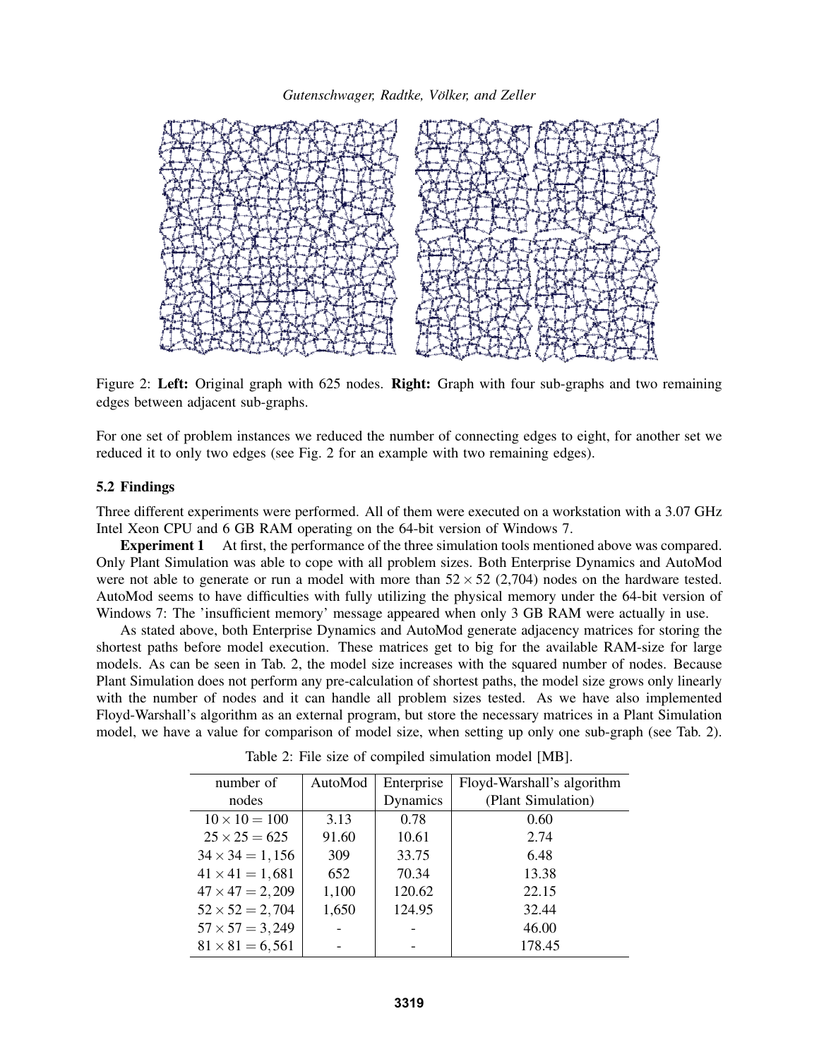Figure 2: **Left:** Original graph with 625 nodes. **Right:** Graph with four sub-graphs and two remaining edges between adjacent sub-graphs.

For one set of problem instances we reduced the number of connecting edges to eight, for another set we reduced it to only two edges (see Fig. 2 for an example with two remaining edges).

### 5.2 Findings

Three different experiments were performed. All of them were executed on a workstation with a 3.07 GHz Intel Xeon CPU and 6 GB RAM operating on the 64-bit version of Windows 7.

**Experiment 1** At first, the performance of the three simulation tools mentioned above was compared. Only Plant Simulation was able to cope with all problem sizes. Both Enterprise Dynamics and AutoMod were not able to generate or run a model with more than $52 \times 52$ (2,704) nodes on the hardware tested. AutoMod seems to have difficulties with fully utilizing the physical memory under the 64-bit version of Windows 7: The 'insufficient memory' message appeared when only 3 GB RAM were actually in use.

As stated above, both Enterprise Dynamics and AutoMod generate adjacency matrices for storing the shortest paths before model execution. These matrices get to big for the available RAM-size for large models. As can be seen in Tab. 2, the model size increases with the squared number of nodes. Because Plant Simulation does not perform any pre-calculation of shortest paths, the model size grows only linearly with the number of nodes and it can handle all problem sizes tested. As we have also implemented Floyd-Warshall's algorithm as an external program, but store the necessary matrices in a Plant Simulation model, we have a value for comparison of model size, when setting up only one sub-graph (see Tab. 2).

Table 2: File size of compiled simulation model [MB].

| number of nodes | AutoMod | Enterprise Dynamics | Floyd-Warshall's algorithm (Plant Simulation) |
|---|---|---|---|
| $10 \times 10 = 100$ | 3.13 | 0.78 | 0.60 |
| $25 \times 25 = 625$ | 91.60 | 10.61 | 2.74 |
| $34 \times 34 = 1,156$ | 309 | 33.75 | 6.48 |
| $41 \times 41 = 1,681$ | 652 | 70.34 | 13.38 |
| $47 \times 47 = 2,209$ | 1,100 | 120.62 | 22.15 |
| $52 \times 52 = 2,704$ | 1,650 | 124.95 | 32.44 |
| $57 \times 57 = 3,249$ | - | - | 46.00 |
| $81 \times 81 = 6,561$ | - | - | 178.45 |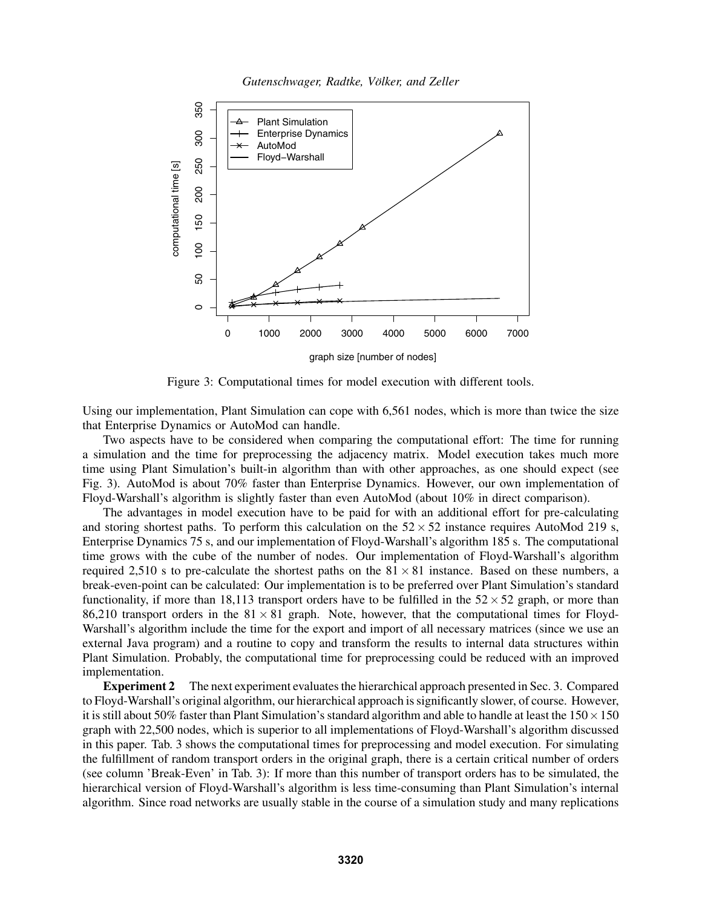Figure 3: Computational times for model execution with different tools.

Using our implementation, Plant Simulation can cope with 6,561 nodes, which is more than twice the size that Enterprise Dynamics or AutoMod can handle.

Two aspects have to be considered when comparing the computational effort: The time for running a simulation and the time for preprocessing the adjacency matrix. Model execution takes much more time using Plant Simulation's built-in algorithm than with other approaches, as one should expect (see Fig. 3). AutoMod is about 70% faster than Enterprise Dynamics. However, our own implementation of Floyd-Warshall's algorithm is slightly faster than even AutoMod (about 10% in direct comparison).

The advantages in model execution have to be paid for with an additional effort for pre-calculating and storing shortest paths. To perform this calculation on the $52 \times 52$ instance requires AutoMod 219 s, Enterprise Dynamics 75 s, and our implementation of Floyd-Warshall's algorithm 185 s. The computational time grows with the cube of the number of nodes. Our implementation of Floyd-Warshall's algorithm required 2,510 s to pre-calculate the shortest paths on the $81 \times 81$ instance. Based on these numbers, a break-even-point can be calculated: Our implementation is to be preferred over Plant Simulation's standard functionality, if more than 18,113 transport orders have to be fulfilled in the $52 \times 52$ graph, or more than 86,210 transport orders in the $81 \times 81$ graph. Note, however, that the computational times for Floyd-Warshall's algorithm include the time for the export and import of all necessary matrices (since we use an external Java program) and a routine to copy and transform the results to internal data structures within Plant Simulation. Probably, the computational time for preprocessing could be reduced with an improved implementation.

**Experiment 2** The next experiment evaluates the hierarchical approach presented in Sec. 3. Compared to Floyd-Warshall's original algorithm, our hierarchical approach is significantly slower, of course. However, it is still about 50% faster than Plant Simulation's standard algorithm and able to handle at least the $150 \times 150$ graph with 22,500 nodes, which is superior to all implementations of Floyd-Warshall's algorithm discussed in this paper. Tab. 3 shows the computational times for preprocessing and model execution. For simulating the fulfillment of random transport orders in the original graph, there is a certain critical number of orders (see column 'Break-Even' in Tab. 3): If more than this number of transport orders has to be simulated, the hierarchical version of Floyd-Warshall's algorithm is less time-consuming than Plant Simulation's internal algorithm. Since road networks are usually stable in the course of a simulation study and many replications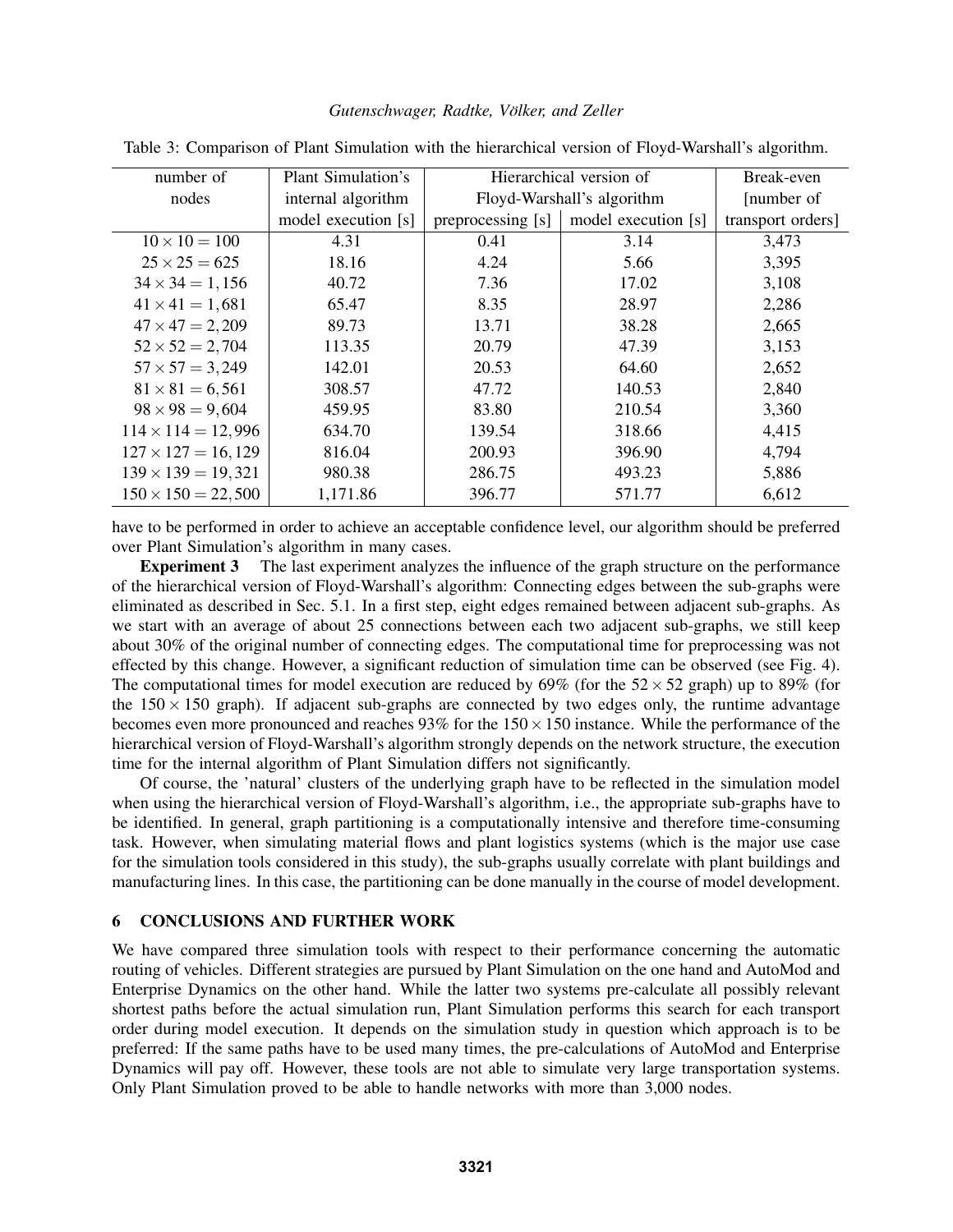Table 3: Comparison of Plant Simulation with the hierarchical version of Floyd-Warshall's algorithm.

| number of nodes | Plant Simulation's internal algorithm | Hierarchical version of Floyd-Warshall's algorithm | | Break-even [number of transport orders] |
|---|---|---|---|---|
| | model execution [s] | preprocessing [s] | model execution [s] | |
| $10 \times 10 = 100$ | 4.31 | 0.41 | 3.14 | 3,473 |
| $25 \times 25 = 625$ | 18.16 | 4.24 | 5.66 | 3,395 |
| $34 \times 34 = 1,156$ | 40.72 | 7.36 | 17.02 | 3,108 |
| $41 \times 41 = 1,681$ | 65.47 | 8.35 | 28.97 | 2,286 |
| $47 \times 47 = 2,209$ | 89.73 | 13.71 | 38.28 | 2,665 |
| $52 \times 52 = 2,704$ | 113.35 | 20.79 | 47.39 | 3,153 |
| $57 \times 57 = 3,249$ | 142.01 | 20.53 | 64.60 | 2,652 |
| $81 \times 81 = 6,561$ | 308.57 | 47.72 | 140.53 | 2,840 |
| $98 \times 98 = 9,604$ | 459.95 | 83.80 | 210.54 | 3,360 |
| $114 \times 114 = 12,996$ | 634.70 | 139.54 | 318.66 | 4,415 |
| $127 \times 127 = 16,129$ | 816.04 | 200.93 | 396.90 | 4,794 |
| $139 \times 139 = 19,321$ | 980.38 | 286.75 | 493.23 | 5,886 |
| $150 \times 150 = 22,500$ | 1,171.86 | 396.77 | 571.77 | 6,612 |

have to be performed in order to achieve an acceptable confidence level, our algorithm should be preferred over Plant Simulation's algorithm in many cases.

**Experiment 3** The last experiment analyzes the influence of the graph structure on the performance of the hierarchical version of Floyd-Warshall's algorithm: Connecting edges between the sub-graphs were eliminated as described in Sec. 5.1. In a first step, eight edges remained between adjacent sub-graphs. As we start with an average of about 25 connections between each two adjacent sub-graphs, we still keep about 30% of the original number of connecting edges. The computational time for preprocessing was not effected by this change. However, a significant reduction of simulation time can be observed (see Fig. 4). The computational times for model execution are reduced by 69% (for the $52 \times 52$ graph) up to 89% (for the $150 \times 150$ graph). If adjacent sub-graphs are connected by two edges only, the runtime advantage becomes even more pronounced and reaches 93% for the $150 \times 150$ instance. While the performance of the hierarchical version of Floyd-Warshall's algorithm strongly depends on the network structure, the execution time for the internal algorithm of Plant Simulation differs not significantly.

Of course, the 'natural' clusters of the underlying graph have to be reflected in the simulation model when using the hierarchical version of Floyd-Warshall's algorithm, i.e., the appropriate sub-graphs have to be identified. In general, graph partitioning is a computationally intensive and therefore time-consuming task. However, when simulating material flows and plant logistics systems (which is the major use case for the simulation tools considered in this study), the sub-graphs usually correlate with plant buildings and manufacturing lines. In this case, the partitioning can be done manually in the course of model development.

## 6 CONCLUSIONS AND FURTHER WORK

We have compared three simulation tools with respect to their performance concerning the automatic routing of vehicles. Different strategies are pursued by Plant Simulation on the one hand and AutoMod and Enterprise Dynamics on the other hand. While the latter two systems pre-calculate all possibly relevant shortest paths before the actual simulation run, Plant Simulation performs this search for each transport order during model execution. It depends on the simulation study in question which approach is to be preferred: If the same paths have to be used many times, the pre-calculations of AutoMod and Enterprise Dynamics will pay off. However, these tools are not able to simulate very large transportation systems. Only Plant Simulation proved to be able to handle networks with more than 3,000 nodes.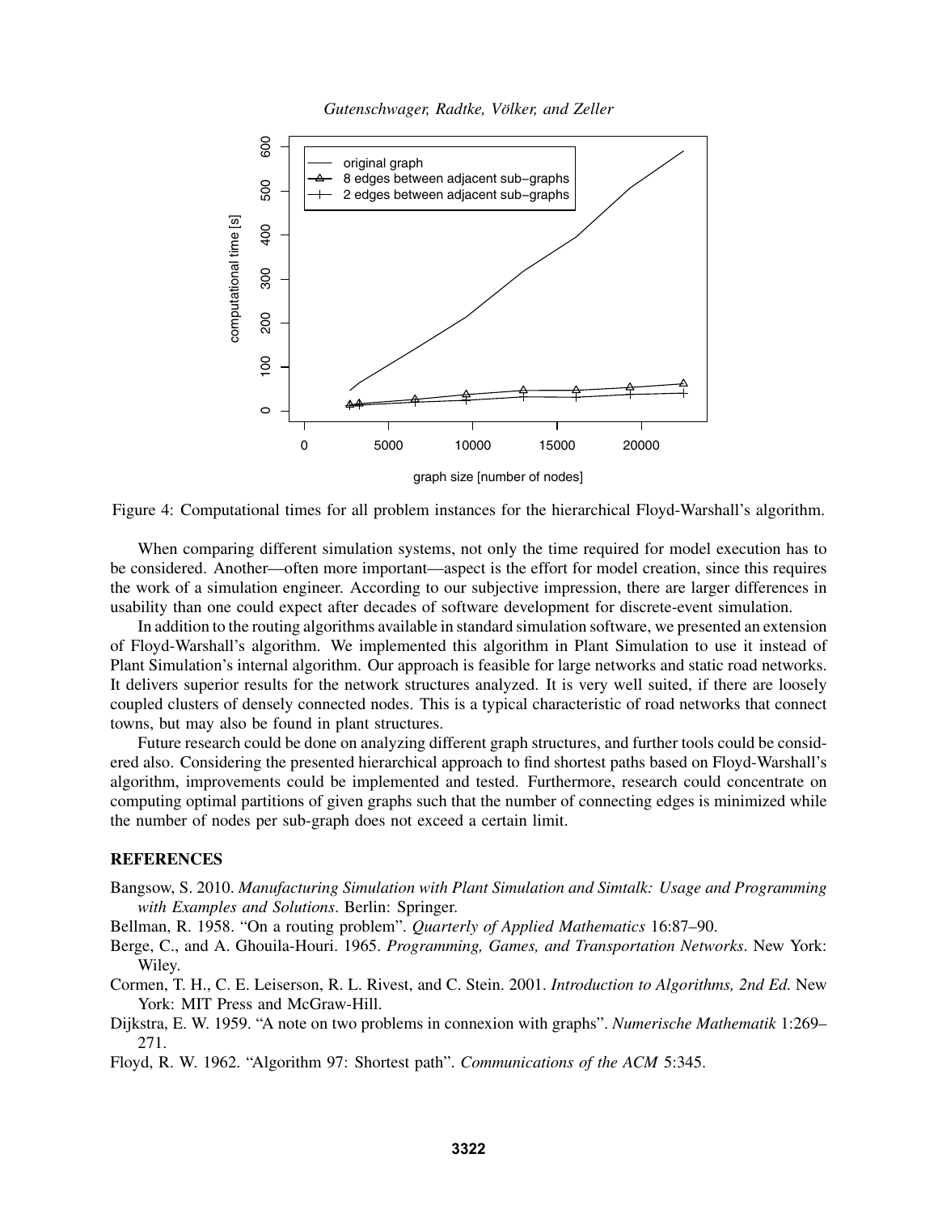Figure 4: Computational times for all problem instances for the hierarchical Floyd-Warshall's algorithm.

When comparing different simulation systems, not only the time required for model execution has to be considered. Another—often more important—aspect is the effort for model creation, since this requires the work of a simulation engineer. According to our subjective impression, there are larger differences in usability than one could expect after decades of software development for discrete-event simulation.

In addition to the routing algorithms available in standard simulation software, we presented an extension of Floyd-Warshall's algorithm. We implemented this algorithm in Plant Simulation to use it instead of Plant Simulation's internal algorithm. Our approach is feasible for large networks and static road networks. It delivers superior results for the network structures analyzed. It is very well suited, if there are loosely coupled clusters of densely connected nodes. This is a typical characteristic of road networks that connect towns, but may also be found in plant structures.

Future research could be done on analyzing different graph structures, and further tools could be considered also. Considering the presented hierarchical approach to find shortest paths based on Floyd-Warshall's algorithm, improvements could be implemented and tested. Furthermore, research could concentrate on computing optimal partitions of given graphs such that the number of connecting edges is minimized while the number of nodes per sub-graph does not exceed a certain limit.

## REFERENCES

Bangsow, S. 2010. *Manufacturing Simulation with Plant Simulation and Simtalk: Usage and Programming with Examples and Solutions*. Berlin: Springer.

Bellman, R. 1958. "On a routing problem". *Quarterly of Applied Mathematics* 16:87–90.

Berge, C., and A. Ghouila-Houri. 1965. *Programming, Games, and Transportation Networks*. New York: Wiley.

Cormen, T. H., C. E. Leiserson, R. L. Rivest, and C. Stein. 2001. *Introduction to Algorithms, 2nd Ed.* New York: MIT Press and McGraw-Hill.

Dijkstra, E. W. 1959. "A note on two problems in connexion with graphs". *Numerische Mathematik* 1:269–271.

Floyd, R. W. 1962. "Algorithm 97: Shortest path". *Communications of the ACM* 5:345.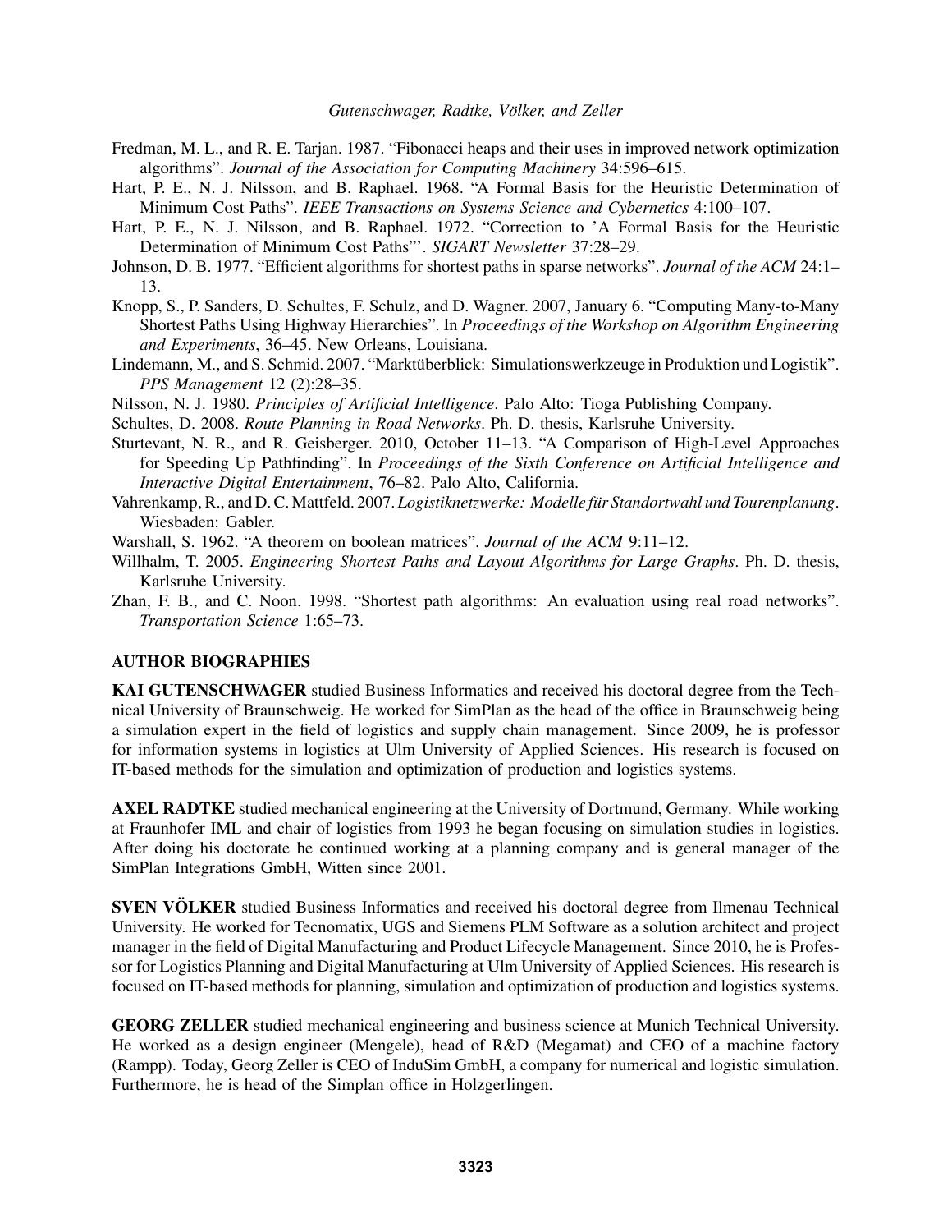Fredman, M. L., and R. E. Tarjan. 1987. "Fibonacci heaps and their uses in improved network optimization algorithms". *Journal of the Association for Computing Machinery* 34:596–615.

Hart, P. E., N. J. Nilsson, and B. Raphael. 1968. "A Formal Basis for the Heuristic Determination of Minimum Cost Paths". *IEEE Transactions on Systems Science and Cybernetics* 4:100–107.

Hart, P. E., N. J. Nilsson, and B. Raphael. 1972. "Correction to 'A Formal Basis for the Heuristic Determination of Minimum Cost Paths"'. *SIGART Newsletter* 37:28–29.

Johnson, D. B. 1977. "Efficient algorithms for shortest paths in sparse networks". *Journal of the ACM* 24:1–13.

Knopp, S., P. Sanders, D. Schultes, F. Schulz, and D. Wagner. 2007, January 6. "Computing Many-to-Many Shortest Paths Using Highway Hierarchies". In *Proceedings of the Workshop on Algorithm Engineering and Experiments*, 36–45. New Orleans, Louisiana.

Lindemann, M., and S. Schmid. 2007. "Marktüberblick: Simulationswerkzeuge in Produktion und Logistik". *PPS Management* 12 (2):28–35.

Nilsson, N. J. 1980. *Principles of Artificial Intelligence*. Palo Alto: Tioga Publishing Company.

Schultes, D. 2008. *Route Planning in Road Networks*. Ph. D. thesis, Karlsruhe University.

Sturtevant, N. R., and R. Geisberger. 2010, October 11–13. "A Comparison of High-Level Approaches for Speeding Up Pathfinding". In *Proceedings of the Sixth Conference on Artificial Intelligence and Interactive Digital Entertainment*, 76–82. Palo Alto, California.

Vahrenkamp, R., and D. C. Mattfeld. 2007. *Logistiknetzwerke: Modelle für Standortwahl und Tourenplanung*. Wiesbaden: Gabler.

Warshall, S. 1962. "A theorem on boolean matrices". *Journal of the ACM* 9:11–12.

Willhalm, T. 2005. *Engineering Shortest Paths and Layout Algorithms for Large Graphs*. Ph. D. thesis, Karlsruhe University.

Zhan, F. B., and C. Noon. 1998. "Shortest path algorithms: An evaluation using real road networks". *Transportation Science* 1:65–73.

## AUTHOR BIOGRAPHIES

**KAI GUTENSCHWAGER** studied Business Informatics and received his doctoral degree from the Technical University of Braunschweig. He worked for SimPlan as the head of the office in Braunschweig being a simulation expert in the field of logistics and supply chain management. Since 2009, he is professor for information systems in logistics at Ulm University of Applied Sciences. His research is focused on IT-based methods for the simulation and optimization of production and logistics systems.

**AXEL RADTKE** studied mechanical engineering at the University of Dortmund, Germany. While working at Fraunhofer IML and chair of logistics from 1993 he began focusing on simulation studies in logistics. After doing his doctorate he continued working at a planning company and is general manager of the SimPlan Integrations GmbH, Witten since 2001.

**SVEN VÖLKER** studied Business Informatics and received his doctoral degree from Ilmenau Technical University. He worked for Tecnomatix, UGS and Siemens PLM Software as a solution architect and project manager in the field of Digital Manufacturing and Product Lifecycle Management. Since 2010, he is Professor for Logistics Planning and Digital Manufacturing at Ulm University of Applied Sciences. His research is focused on IT-based methods for planning, simulation and optimization of production and logistics systems.

**GEORG ZELLER** studied mechanical engineering and business science at Munich Technical University. He worked as a design engineer (Mengele), head of R&D (Megamat) and CEO of a machine factory (Rampp). Today, Georg Zeller is CEO of InduSim GmbH, a company for numerical and logistic simulation. Furthermore, he is head of the Simplan office in Holzgerlingen.